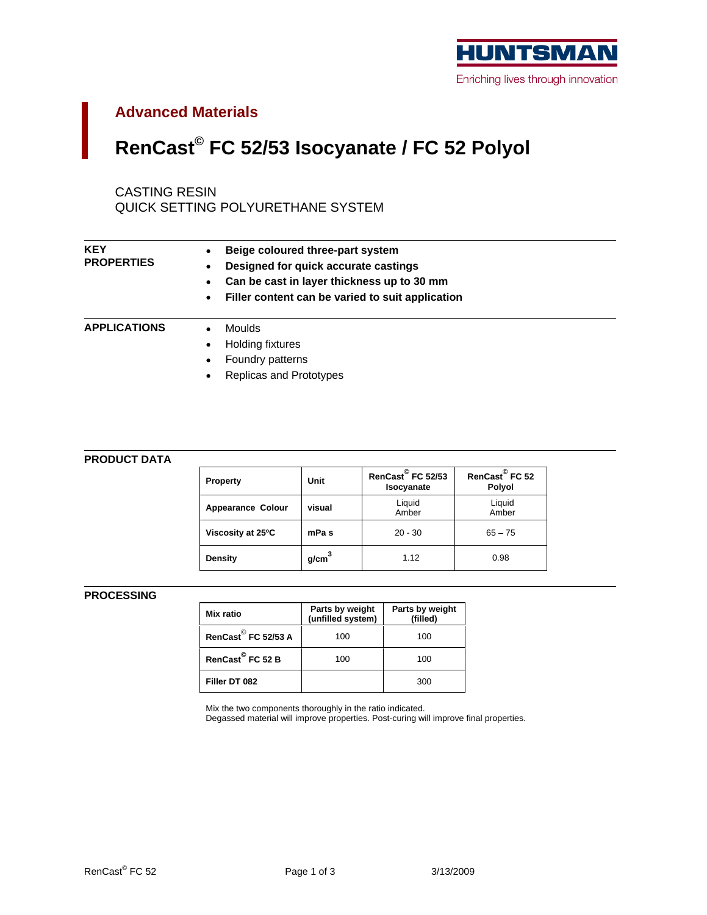HUNTSMAN

Enriching lives through innovation

## Advanced Materials

# RenCast© FC 52/53 Isocyanate / FC 52 Polyol

CASTING RESIN
QUICK SETTING POLYURETHANE SYSTEM

**KEY PROPERTIES**

- **Beige coloured three-part system**
- **Designed for quick accurate castings**
- **Can be cast in layer thickness up to 30 mm**
- **Filler content can be varied to suit application**

**APPLICATIONS**

- Moulds
- Holding fixtures
- Foundry patterns
- Replicas and Prototypes

**PRODUCT DATA**

| Property | Unit | RenCast© FC 52/53 Isocyanate | RenCast© FC 52 Polyol |
|---|---|---|---|
| Appearance Colour | visual | Liquid Amber | Liquid Amber |
| Viscosity at 25ºC | mPa s | 20 - 30 | 65 – 75 |
| Density | $g/cm^3$ | 1.12 | 0.98 |

**PROCESSING**

| Mix ratio | Parts by weight (unfilled system) | Parts by weight (filled) |
|---|---|---|
| RenCast© FC 52/53 A | 100 | 100 |
| RenCast© FC 52 B | 100 | 100 |
| Filler DT 082 | | 300 |

Mix the two components thoroughly in the ratio indicated.
Degassed material will improve properties. Post-curing will improve final properties.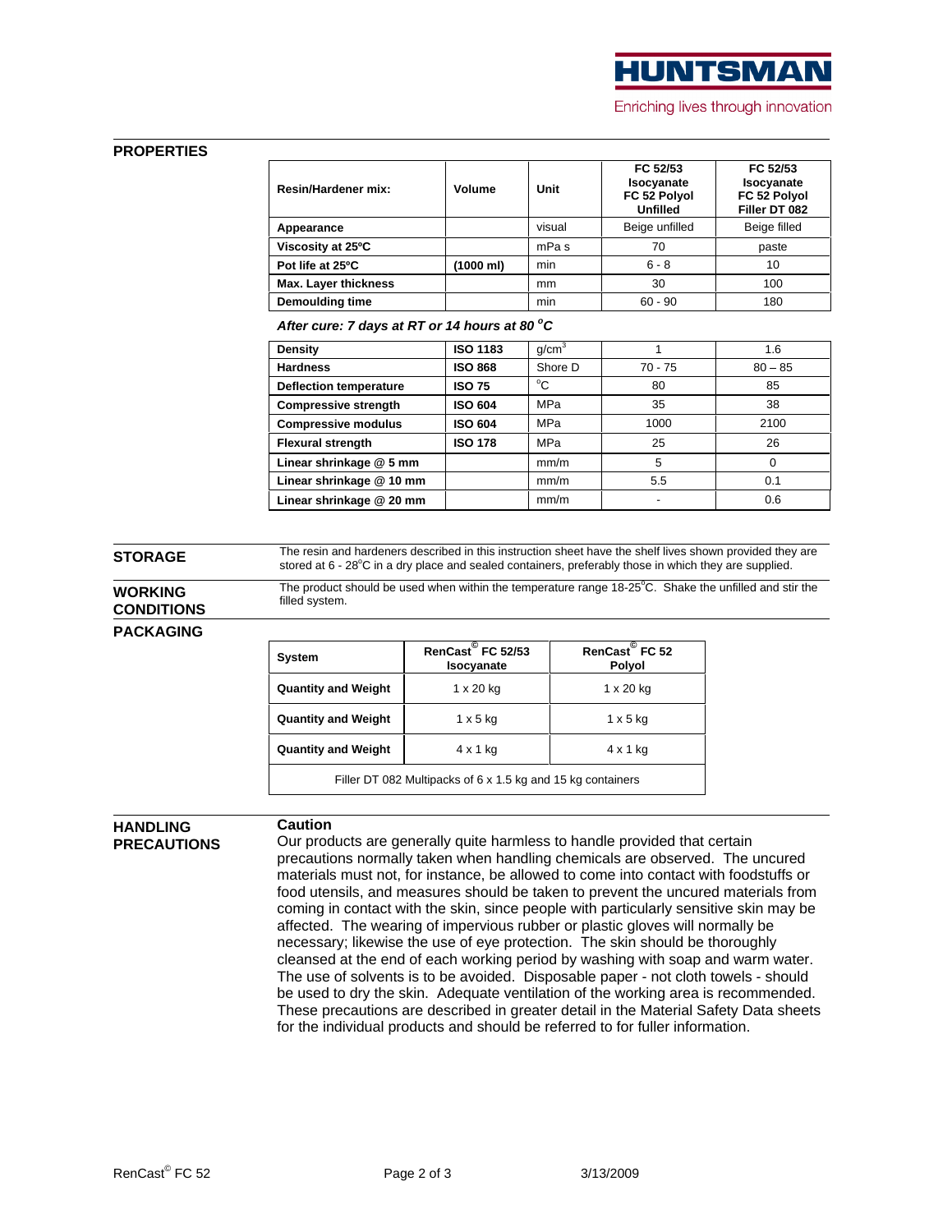## PROPERTIES

| Resin/Hardener mix: | Volume | Unit | FC 52/53 Isocyanate FC 52 Polyol Unfilled | FC 52/53 Isocyanate FC 52 Polyol Filler DT 082 |
|---|---|---|---|---|
| **Appearance** | | visual | Beige unfilled | Beige filled |
| **Viscosity at 25ºC** | | mPa s | 70 | paste |
| **Pot life at 25ºC** | **(1000 ml)** | min | 6 - 8 | 10 |
| **Max. Layer thickness** | | mm | 30 | 100 |
| **Demoulding time** | | min | 60 - 90 | 180 |

***After cure: 7 days at RT or 14 hours at 80 °C***

| | | | | |
|---|---|---|---|---|
| **Density** | **ISO 1183** | g/cm³ | 1 | 1.6 |
| **Hardness** | **ISO 868** | Shore D | 70 - 75 | 80 – 85 |
| **Deflection temperature** | **ISO 75** | °C | 80 | 85 |
| **Compressive strength** | **ISO 604** | MPa | 35 | 38 |
| **Compressive modulus** | **ISO 604** | MPa | 1000 | 2100 |
| **Flexural strength** | **ISO 178** | MPa | 25 | 26 |
| **Linear shrinkage @ 5 mm** | | mm/m | 5 | 0 |
| **Linear shrinkage @ 10 mm** | | mm/m | 5.5 | 0.1 |
| **Linear shrinkage @ 20 mm** | | mm/m | - | 0.6 |

## STORAGE

The resin and hardeners described in this instruction sheet have the shelf lives shown provided they are stored at 6 - 28°C in a dry place and sealed containers, preferably those in which they are supplied.

## WORKING CONDITIONS

The product should be used when within the temperature range 18-25°C. Shake the unfilled and stir the filled system.

## PACKAGING

| System | RenCast© FC 52/53 Isocyanate | RenCast© FC 52 Polyol |
|---|---|---|
| **Quantity and Weight** | 1 x 20 kg | 1 x 20 kg |
| **Quantity and Weight** | 1 x 5 kg | 1 x 5 kg |
| **Quantity and Weight** | 4 x 1 kg | 4 x 1 kg |
| Filler DT 082 Multipacks of 6 x 1.5 kg and 15 kg containers | | |

## HANDLING PRECAUTIONS

**Caution**

Our products are generally quite harmless to handle provided that certain precautions normally taken when handling chemicals are observed. The uncured materials must not, for instance, be allowed to come into contact with foodstuffs or food utensils, and measures should be taken to prevent the uncured materials from coming in contact with the skin, since people with particularly sensitive skin may be affected. The wearing of impervious rubber or plastic gloves will normally be necessary; likewise the use of eye protection. The skin should be thoroughly cleansed at the end of each working period by washing with soap and warm water. The use of solvents is to be avoided. Disposable paper - not cloth towels - should be used to dry the skin. Adequate ventilation of the working area is recommended. These precautions are described in greater detail in the Material Safety Data sheets for the individual products and should be referred to for fuller information.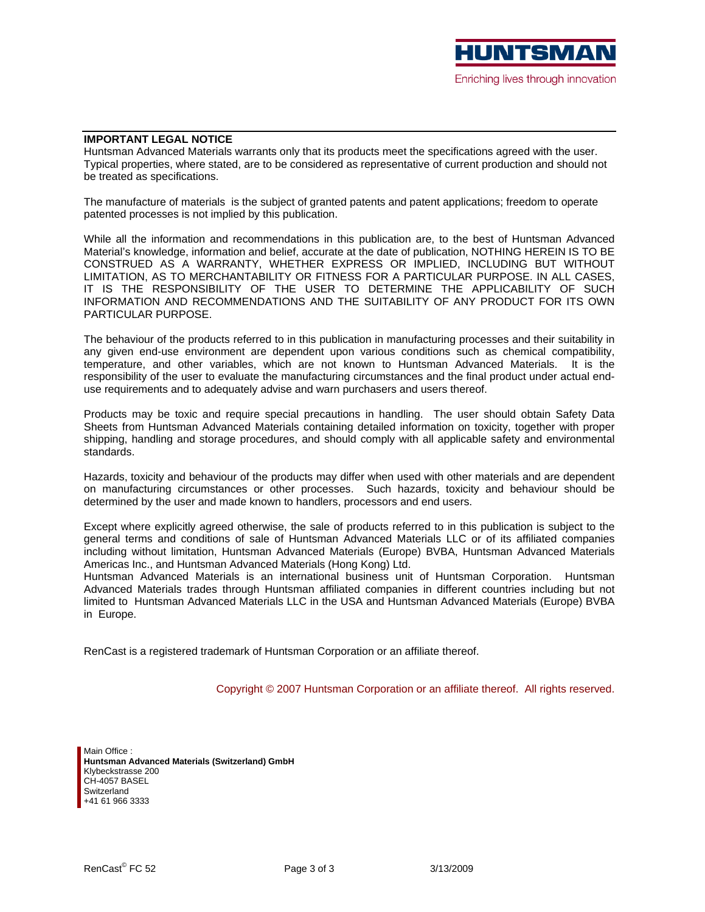**IMPORTANT LEGAL NOTICE**

Huntsman Advanced Materials warrants only that its products meet the specifications agreed with the user. Typical properties, where stated, are to be considered as representative of current production and should not be treated as specifications.

The manufacture of materials is the subject of granted patents and patent applications; freedom to operate patented processes is not implied by this publication.

While all the information and recommendations in this publication are, to the best of Huntsman Advanced Material's knowledge, information and belief, accurate at the date of publication, NOTHING HEREIN IS TO BE CONSTRUED AS A WARRANTY, WHETHER EXPRESS OR IMPLIED, INCLUDING BUT WITHOUT LIMITATION, AS TO MERCHANTABILITY OR FITNESS FOR A PARTICULAR PURPOSE. IN ALL CASES, IT IS THE RESPONSIBILITY OF THE USER TO DETERMINE THE APPLICABILITY OF SUCH INFORMATION AND RECOMMENDATIONS AND THE SUITABILITY OF ANY PRODUCT FOR ITS OWN PARTICULAR PURPOSE.

The behaviour of the products referred to in this publication in manufacturing processes and their suitability in any given end-use environment are dependent upon various conditions such as chemical compatibility, temperature, and other variables, which are not known to Huntsman Advanced Materials. It is the responsibility of the user to evaluate the manufacturing circumstances and the final product under actual end-use requirements and to adequately advise and warn purchasers and users thereof.

Products may be toxic and require special precautions in handling. The user should obtain Safety Data Sheets from Huntsman Advanced Materials containing detailed information on toxicity, together with proper shipping, handling and storage procedures, and should comply with all applicable safety and environmental standards.

Hazards, toxicity and behaviour of the products may differ when used with other materials and are dependent on manufacturing circumstances or other processes. Such hazards, toxicity and behaviour should be determined by the user and made known to handlers, processors and end users.

Except where explicitly agreed otherwise, the sale of products referred to in this publication is subject to the general terms and conditions of sale of Huntsman Advanced Materials LLC or of its affiliated companies including without limitation, Huntsman Advanced Materials (Europe) BVBA, Huntsman Advanced Materials Americas Inc., and Huntsman Advanced Materials (Hong Kong) Ltd.
Huntsman Advanced Materials is an international business unit of Huntsman Corporation. Huntsman Advanced Materials trades through Huntsman affiliated companies in different countries including but not limited to Huntsman Advanced Materials LLC in the USA and Huntsman Advanced Materials (Europe) BVBA in Europe.

RenCast is a registered trademark of Huntsman Corporation or an affiliate thereof.

Copyright © 2007 Huntsman Corporation or an affiliate thereof. All rights reserved.

Main Office :
**Huntsman Advanced Materials (Switzerland) GmbH**
Klybeckstrasse 200
CH-4057 BASEL
Switzerland
+41 61 966 3333